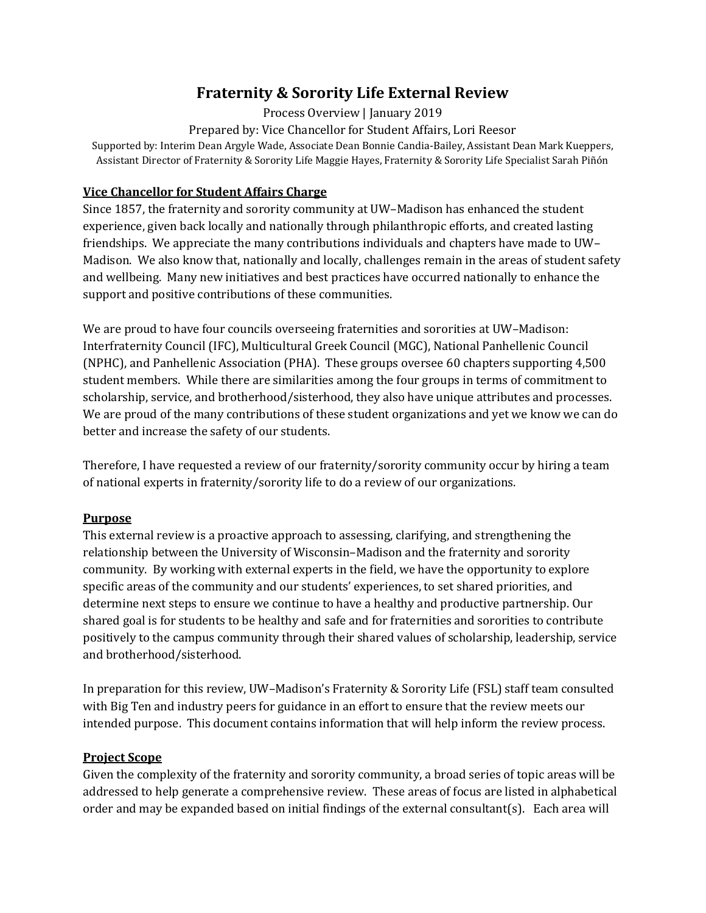# Fraternity & Sorority Life External Review

Process Overview | January 2019

Prepared by: Vice Chancellor for Student Affairs, Lori Reesor

Supported by: Interim Dean Argyle Wade, Associate Dean Bonnie Candia-Bailey, Assistant Dean Mark Kueppers, Assistant Director of Fraternity & Sorority Life Maggie Hayes, Fraternity & Sorority Life Specialist Sarah Piñón

## Vice Chancellor for Student Affairs Charge

Since 1857, the fraternity and sorority community at UW–Madison has enhanced the student experience, given back locally and nationally through philanthropic efforts, and created lasting friendships. We appreciate the many contributions individuals and chapters have made to UW–Madison. We also know that, nationally and locally, challenges remain in the areas of student safety and wellbeing. Many new initiatives and best practices have occurred nationally to enhance the support and positive contributions of these communities.

We are proud to have four councils overseeing fraternities and sororities at UW–Madison: Interfraternity Council (IFC), Multicultural Greek Council (MGC), National Panhellenic Council (NPHC), and Panhellenic Association (PHA). These groups oversee 60 chapters supporting 4,500 student members. While there are similarities among the four groups in terms of commitment to scholarship, service, and brotherhood/sisterhood, they also have unique attributes and processes. We are proud of the many contributions of these student organizations and yet we know we can do better and increase the safety of our students.

Therefore, I have requested a review of our fraternity/sorority community occur by hiring a team of national experts in fraternity/sorority life to do a review of our organizations.

## Purpose

This external review is a proactive approach to assessing, clarifying, and strengthening the relationship between the University of Wisconsin–Madison and the fraternity and sorority community. By working with external experts in the field, we have the opportunity to explore specific areas of the community and our students' experiences, to set shared priorities, and determine next steps to ensure we continue to have a healthy and productive partnership. Our shared goal is for students to be healthy and safe and for fraternities and sororities to contribute positively to the campus community through their shared values of scholarship, leadership, service and brotherhood/sisterhood.

In preparation for this review, UW–Madison's Fraternity & Sorority Life (FSL) staff team consulted with Big Ten and industry peers for guidance in an effort to ensure that the review meets our intended purpose. This document contains information that will help inform the review process.

## Project Scope

Given the complexity of the fraternity and sorority community, a broad series of topic areas will be addressed to help generate a comprehensive review. These areas of focus are listed in alphabetical order and may be expanded based on initial findings of the external consultant(s). Each area will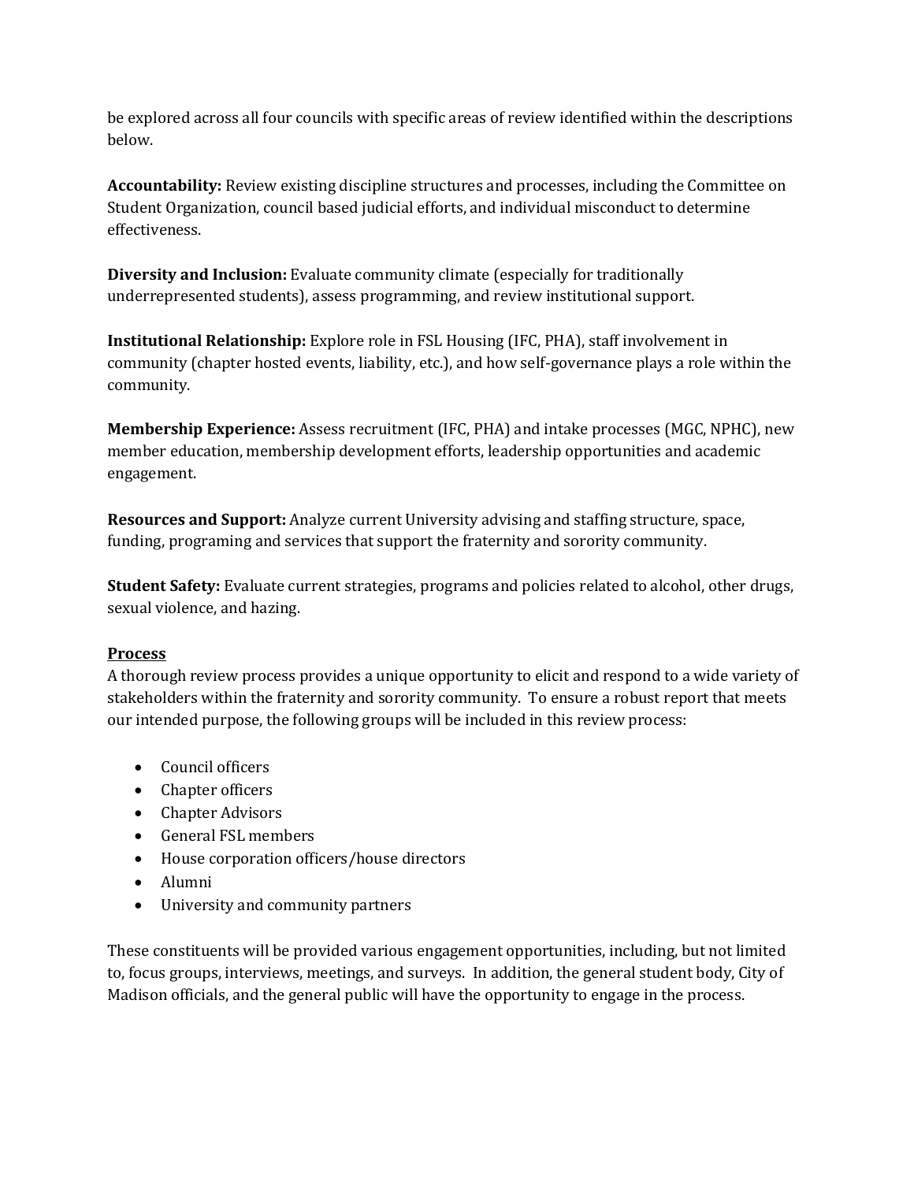be explored across all four councils with specific areas of review identified within the descriptions below.

**Accountability:** Review existing discipline structures and processes, including the Committee on Student Organization, council based judicial efforts, and individual misconduct to determine effectiveness.

**Diversity and Inclusion:** Evaluate community climate (especially for traditionally underrepresented students), assess programming, and review institutional support.

**Institutional Relationship:** Explore role in FSL Housing (IFC, PHA), staff involvement in community (chapter hosted events, liability, etc.), and how self-governance plays a role within the community.

**Membership Experience:** Assess recruitment (IFC, PHA) and intake processes (MGC, NPHC), new member education, membership development efforts, leadership opportunities and academic engagement.

**Resources and Support:** Analyze current University advising and staffing structure, space, funding, programing and services that support the fraternity and sorority community.

**Student Safety:** Evaluate current strategies, programs and policies related to alcohol, other drugs, sexual violence, and hazing.

**Process**

A thorough review process provides a unique opportunity to elicit and respond to a wide variety of stakeholders within the fraternity and sorority community. To ensure a robust report that meets our intended purpose, the following groups will be included in this review process:

- Council officers
- Chapter officers
- Chapter Advisors
- General FSL members
- House corporation officers/house directors
- Alumni
- University and community partners

These constituents will be provided various engagement opportunities, including, but not limited to, focus groups, interviews, meetings, and surveys. In addition, the general student body, City of Madison officials, and the general public will have the opportunity to engage in the process.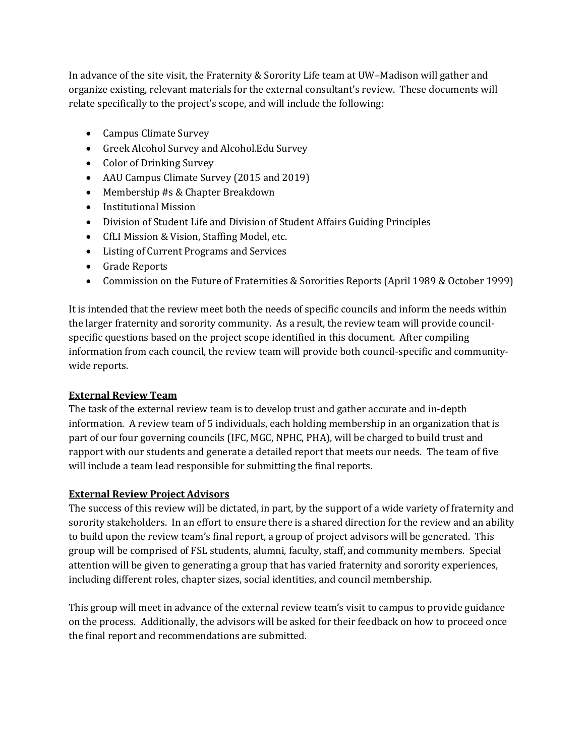In advance of the site visit, the Fraternity & Sorority Life team at UW–Madison will gather and organize existing, relevant materials for the external consultant's review. These documents will relate specifically to the project's scope, and will include the following:

- Campus Climate Survey
- Greek Alcohol Survey and Alcohol.Edu Survey
- Color of Drinking Survey
- AAU Campus Climate Survey (2015 and 2019)
- Membership #s & Chapter Breakdown
- Institutional Mission
- Division of Student Life and Division of Student Affairs Guiding Principles
- CfLI Mission & Vision, Staffing Model, etc.
- Listing of Current Programs and Services
- Grade Reports
- Commission on the Future of Fraternities & Sororities Reports (April 1989 & October 1999)

It is intended that the review meet both the needs of specific councils and inform the needs within the larger fraternity and sorority community. As a result, the review team will provide council-specific questions based on the project scope identified in this document. After compiling information from each council, the review team will provide both council-specific and community-wide reports.

**External Review Team**

The task of the external review team is to develop trust and gather accurate and in-depth information. A review team of 5 individuals, each holding membership in an organization that is part of our four governing councils (IFC, MGC, NPHC, PHA), will be charged to build trust and rapport with our students and generate a detailed report that meets our needs. The team of five will include a team lead responsible for submitting the final reports.

**External Review Project Advisors**

The success of this review will be dictated, in part, by the support of a wide variety of fraternity and sorority stakeholders. In an effort to ensure there is a shared direction for the review and an ability to build upon the review team's final report, a group of project advisors will be generated. This group will be comprised of FSL students, alumni, faculty, staff, and community members. Special attention will be given to generating a group that has varied fraternity and sorority experiences, including different roles, chapter sizes, social identities, and council membership.

This group will meet in advance of the external review team's visit to campus to provide guidance on the process. Additionally, the advisors will be asked for their feedback on how to proceed once the final report and recommendations are submitted.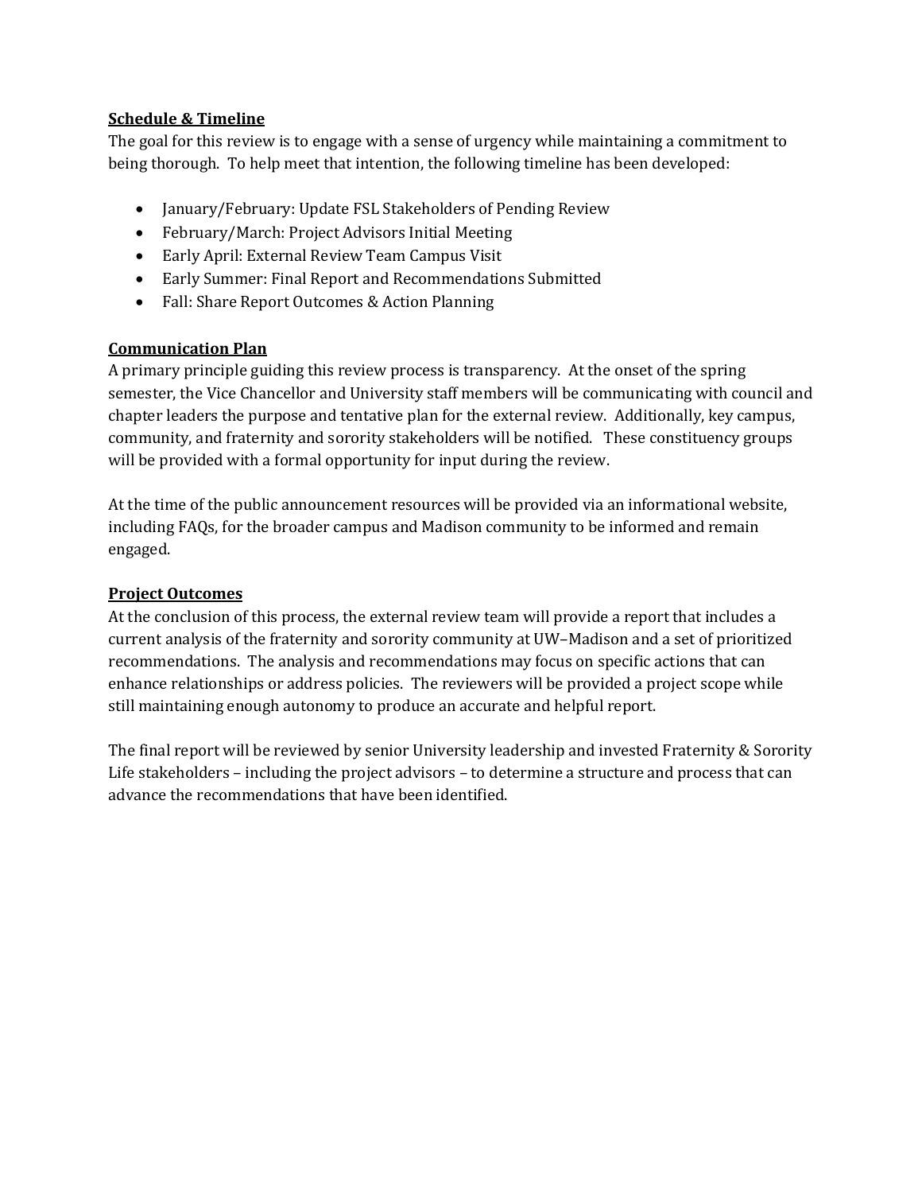**Schedule & Timeline**

The goal for this review is to engage with a sense of urgency while maintaining a commitment to being thorough. To help meet that intention, the following timeline has been developed:

- January/February: Update FSL Stakeholders of Pending Review
- February/March: Project Advisors Initial Meeting
- Early April: External Review Team Campus Visit
- Early Summer: Final Report and Recommendations Submitted
- Fall: Share Report Outcomes & Action Planning

**Communication Plan**

A primary principle guiding this review process is transparency. At the onset of the spring semester, the Vice Chancellor and University staff members will be communicating with council and chapter leaders the purpose and tentative plan for the external review. Additionally, key campus, community, and fraternity and sorority stakeholders will be notified. These constituency groups will be provided with a formal opportunity for input during the review.

At the time of the public announcement resources will be provided via an informational website, including FAQs, for the broader campus and Madison community to be informed and remain engaged.

**Project Outcomes**

At the conclusion of this process, the external review team will provide a report that includes a current analysis of the fraternity and sorority community at UW–Madison and a set of prioritized recommendations. The analysis and recommendations may focus on specific actions that can enhance relationships or address policies. The reviewers will be provided a project scope while still maintaining enough autonomy to produce an accurate and helpful report.

The final report will be reviewed by senior University leadership and invested Fraternity & Sorority Life stakeholders – including the project advisors – to determine a structure and process that can advance the recommendations that have been identified.